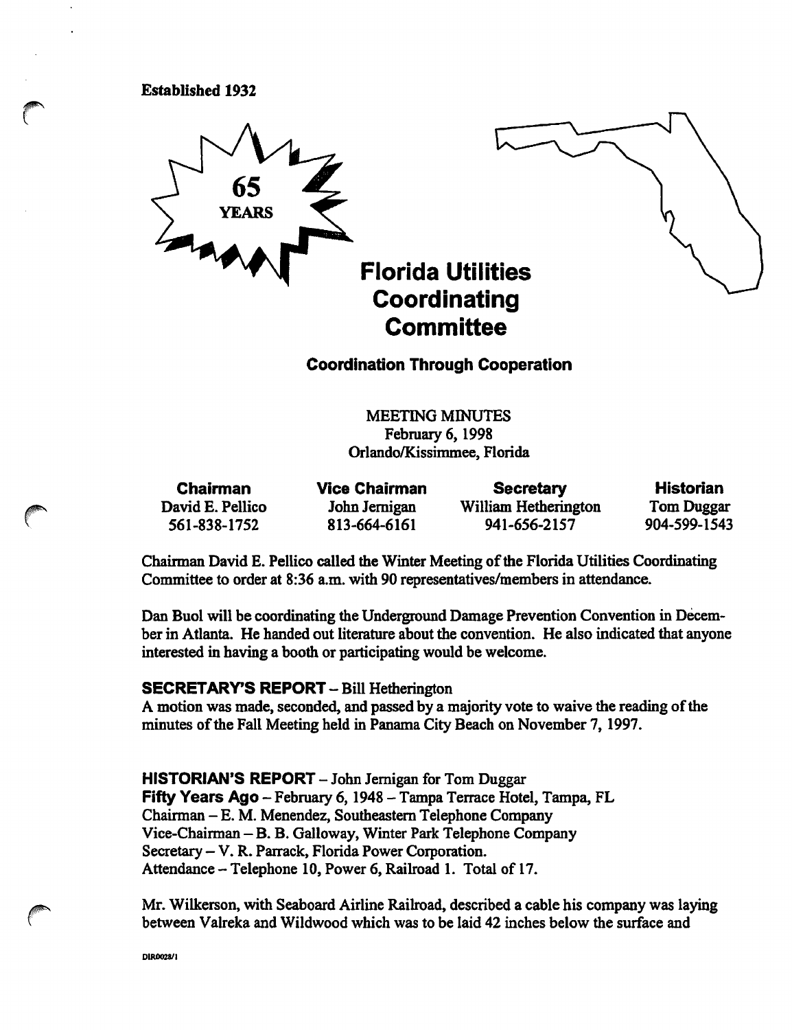Established 1932

65 YEARS

# Florida Utilities Coordinating Committee

### Coordination Through Cooperation

MEETING MINUTES
February 6, 1998
Orlando/Kissimmee, Florida

| Chairman | Vice Chairman | Secretary | Historian |
|---|---|---|---|
| David E. Pellico | John Jernigan | William Hetherington | Tom Duggar |
| 561-838-1752 | 813-664-6161 | 941-656-2157 | 904-599-1543 |

Chairman David E. Pellico called the Winter Meeting of the Florida Utilities Coordinating Committee to order at 8:36 a.m. with 90 representatives/members in attendance.

Dan Buol will be coordinating the Underground Damage Prevention Convention in December in Atlanta. He handed out literature about the convention. He also indicated that anyone interested in having a booth or participating would be welcome.

**SECRETARY'S REPORT** – Bill Hetherington
A motion was made, seconded, and passed by a majority vote to waive the reading of the minutes of the Fall Meeting held in Panama City Beach on November 7, 1997.

**HISTORIAN'S REPORT** – John Jernigan for Tom Duggar
**Fifty Years Ago** – February 6, 1948 – Tampa Terrace Hotel, Tampa, FL
Chairman – E. M. Menendez, Southeastern Telephone Company
Vice-Chairman – B. B. Galloway, Winter Park Telephone Company
Secretary – V. R. Parrack, Florida Power Corporation.
Attendance – Telephone 10, Power 6, Railroad 1. Total of 17.

Mr. Wilkerson, with Seaboard Airline Railroad, described a cable his company was laying between Valreka and Wildwood which was to be laid 42 inches below the surface and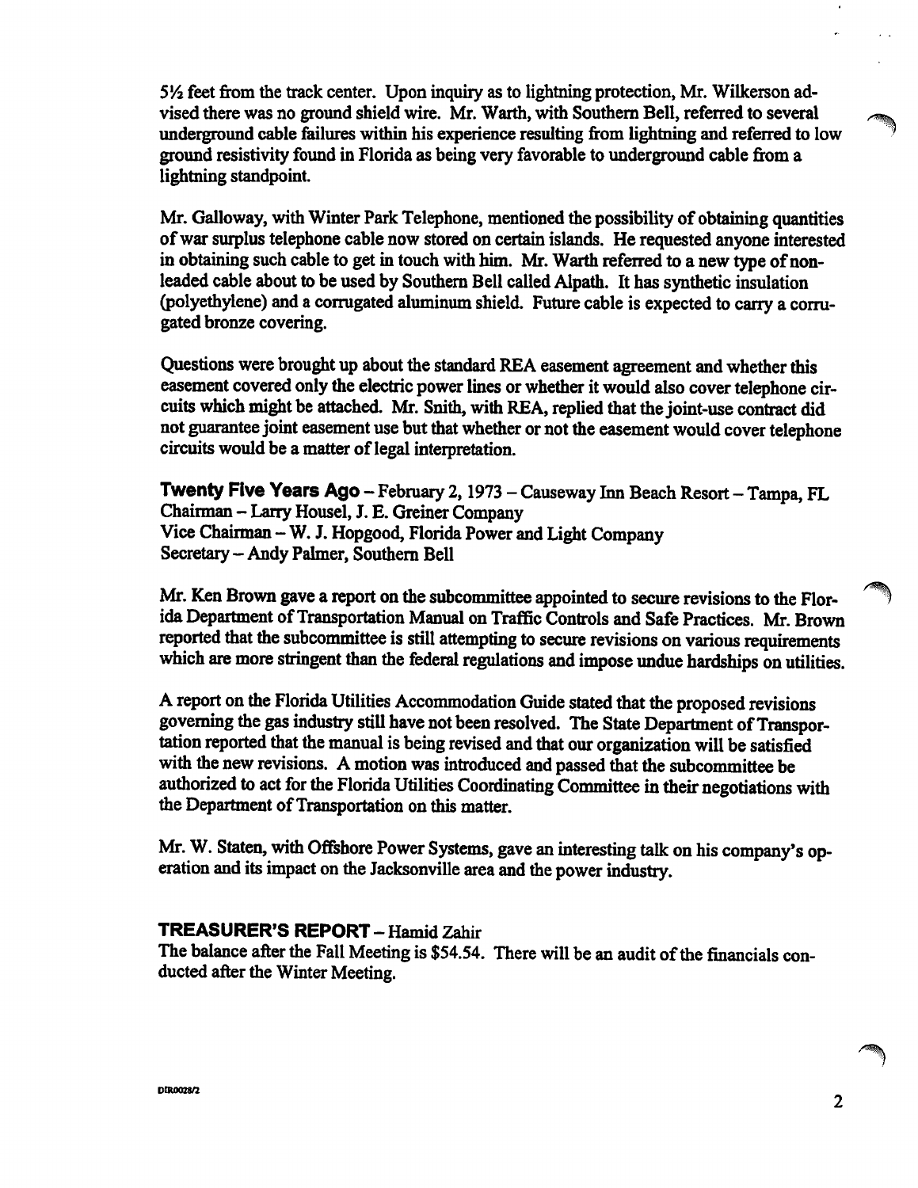5½ feet from the track center. Upon inquiry as to lightning protection, Mr. Wilkerson advised there was no ground shield wire. Mr. Warth, with Southern Bell, referred to several underground cable failures within his experience resulting from lightning and referred to low ground resistivity found in Florida as being very favorable to underground cable from a lightning standpoint.

Mr. Galloway, with Winter Park Telephone, mentioned the possibility of obtaining quantities of war surplus telephone cable now stored on certain islands. He requested anyone interested in obtaining such cable to get in touch with him. Mr. Warth referred to a new type of non-leaded cable about to be used by Southern Bell called Alpath. It has synthetic insulation (polyethylene) and a corrugated aluminum shield. Future cable is expected to carry a corrugated bronze covering.

Questions were brought up about the standard REA easement agreement and whether this easement covered only the electric power lines or whether it would also cover telephone circuits which might be attached. Mr. Snith, with REA, replied that the joint-use contract did not guarantee joint easement use but that whether or not the easement would cover telephone circuits would be a matter of legal interpretation.

**Twenty Five Years Ago** – February 2, 1973 – Causeway Inn Beach Resort – Tampa, FL
Chairman – Larry Housel, J. E. Greiner Company
Vice Chairman – W. J. Hopgood, Florida Power and Light Company
Secretary – Andy Palmer, Southern Bell

Mr. Ken Brown gave a report on the subcommittee appointed to secure revisions to the Florida Department of Transportation Manual on Traffic Controls and Safe Practices. Mr. Brown reported that the subcommittee is still attempting to secure revisions on various requirements which are more stringent than the federal regulations and impose undue hardships on utilities.

A report on the Florida Utilities Accommodation Guide stated that the proposed revisions governing the gas industry still have not been resolved. The State Department of Transportation reported that the manual is being revised and that our organization will be satisfied with the new revisions. A motion was introduced and passed that the subcommittee be authorized to act for the Florida Utilities Coordinating Committee in their negotiations with the Department of Transportation on this matter.

Mr. W. Staten, with Offshore Power Systems, gave an interesting talk on his company's operation and its impact on the Jacksonville area and the power industry.

## TREASURER'S REPORT – Hamid Zahir

The balance after the Fall Meeting is $54.54. There will be an audit of the financials conducted after the Winter Meeting.

DIR0028/2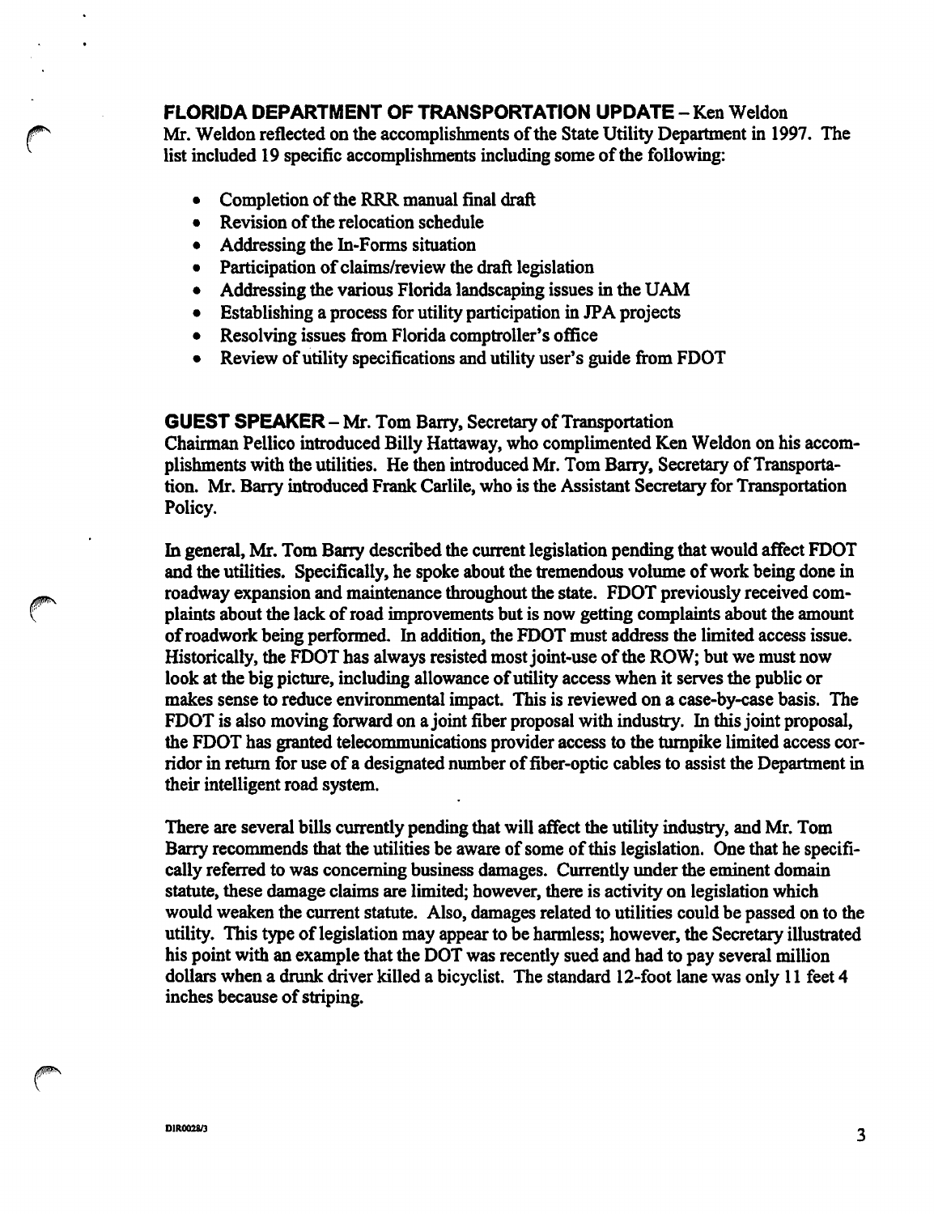**FLORIDA DEPARTMENT OF TRANSPORTATION UPDATE** – Ken Weldon

Mr. Weldon reflected on the accomplishments of the State Utility Department in 1997. The list included 19 specific accomplishments including some of the following:

- Completion of the RRR manual final draft
- Revision of the relocation schedule
- Addressing the In-Forms situation
- Participation of claims/review the draft legislation
- Addressing the various Florida landscaping issues in the UAM
- Establishing a process for utility participation in JPA projects
- Resolving issues from Florida comptroller's office
- Review of utility specifications and utility user's guide from FDOT

**GUEST SPEAKER** – Mr. Tom Barry, Secretary of Transportation

Chairman Pellico introduced Billy Hattaway, who complimented Ken Weldon on his accomplishments with the utilities. He then introduced Mr. Tom Barry, Secretary of Transportation. Mr. Barry introduced Frank Carlile, who is the Assistant Secretary for Transportation Policy.

In general, Mr. Tom Barry described the current legislation pending that would affect FDOT and the utilities. Specifically, he spoke about the tremendous volume of work being done in roadway expansion and maintenance throughout the state. FDOT previously received complaints about the lack of road improvements but is now getting complaints about the amount of roadwork being performed. In addition, the FDOT must address the limited access issue. Historically, the FDOT has always resisted most joint-use of the ROW; but we must now look at the big picture, including allowance of utility access when it serves the public or makes sense to reduce environmental impact. This is reviewed on a case-by-case basis. The FDOT is also moving forward on a joint fiber proposal with industry. In this joint proposal, the FDOT has granted telecommunications provider access to the turnpike limited access corridor in return for use of a designated number of fiber-optic cables to assist the Department in their intelligent road system.

There are several bills currently pending that will affect the utility industry, and Mr. Tom Barry recommends that the utilities be aware of some of this legislation. One that he specifically referred to was concerning business damages. Currently under the eminent domain statute, these damage claims are limited; however, there is activity on legislation which would weaken the current statute. Also, damages related to utilities could be passed on to the utility. This type of legislation may appear to be harmless; however, the Secretary illustrated his point with an example that the DOT was recently sued and had to pay several million dollars when a drunk driver killed a bicyclist. The standard 12-foot lane was only 11 feet 4 inches because of striping.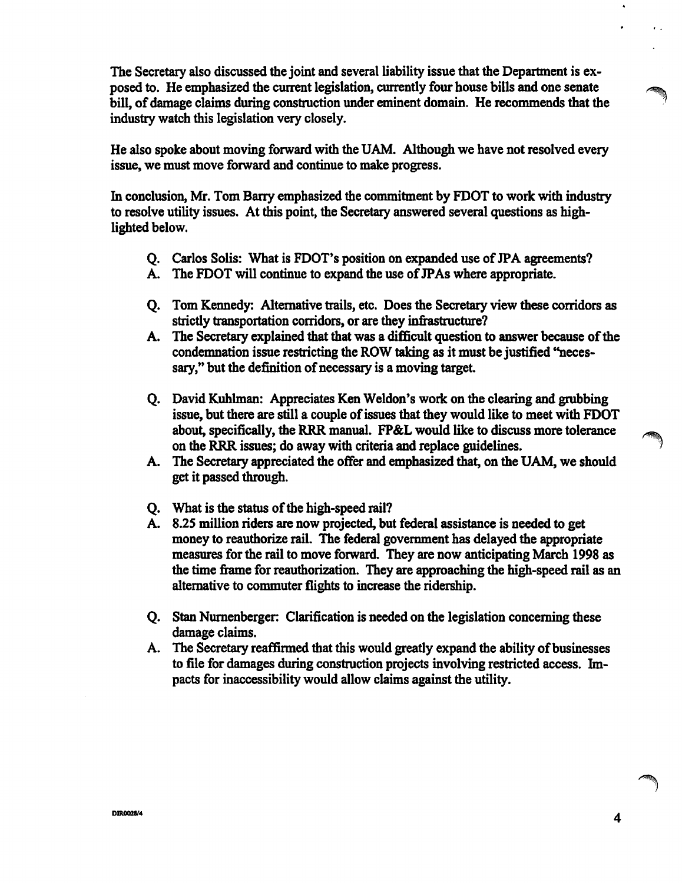The Secretary also discussed the joint and several liability issue that the Department is exposed to. He emphasized the current legislation, currently four house bills and one senate bill, of damage claims during construction under eminent domain. He recommends that the industry watch this legislation very closely.

He also spoke about moving forward with the UAM. Although we have not resolved every issue, we must move forward and continue to make progress.

In conclusion, Mr. Tom Barry emphasized the commitment by FDOT to work with industry to resolve utility issues. At this point, the Secretary answered several questions as highlighted below.

Q. Carlos Solis: What is FDOT's position on expanded use of JPA agreements?
A. The FDOT will continue to expand the use of JPAs where appropriate.

Q. Tom Kennedy: Alternative trails, etc. Does the Secretary view these corridors as strictly transportation corridors, or are they infrastructure?
A. The Secretary explained that that was a difficult question to answer because of the condemnation issue restricting the ROW taking as it must be justified "necessary," but the definition of necessary is a moving target.

Q. David Kuhlman: Appreciates Ken Weldon's work on the clearing and grubbing issue, but there are still a couple of issues that they would like to meet with FDOT about, specifically, the RRR manual. FP&L would like to discuss more tolerance on the RRR issues; do away with criteria and replace guidelines.
A. The Secretary appreciated the offer and emphasized that, on the UAM, we should get it passed through.

Q. What is the status of the high-speed rail?
A. 8.25 million riders are now projected, but federal assistance is needed to get money to reauthorize rail. The federal government has delayed the appropriate measures for the rail to move forward. They are now anticipating March 1998 as the time frame for reauthorization. They are approaching the high-speed rail as an alternative to commuter flights to increase the ridership.

Q. Stan Nurnenberger: Clarification is needed on the legislation concerning these damage claims.
A. The Secretary reaffirmed that this would greatly expand the ability of businesses to file for damages during construction projects involving restricted access. Impacts for inaccessibility would allow claims against the utility.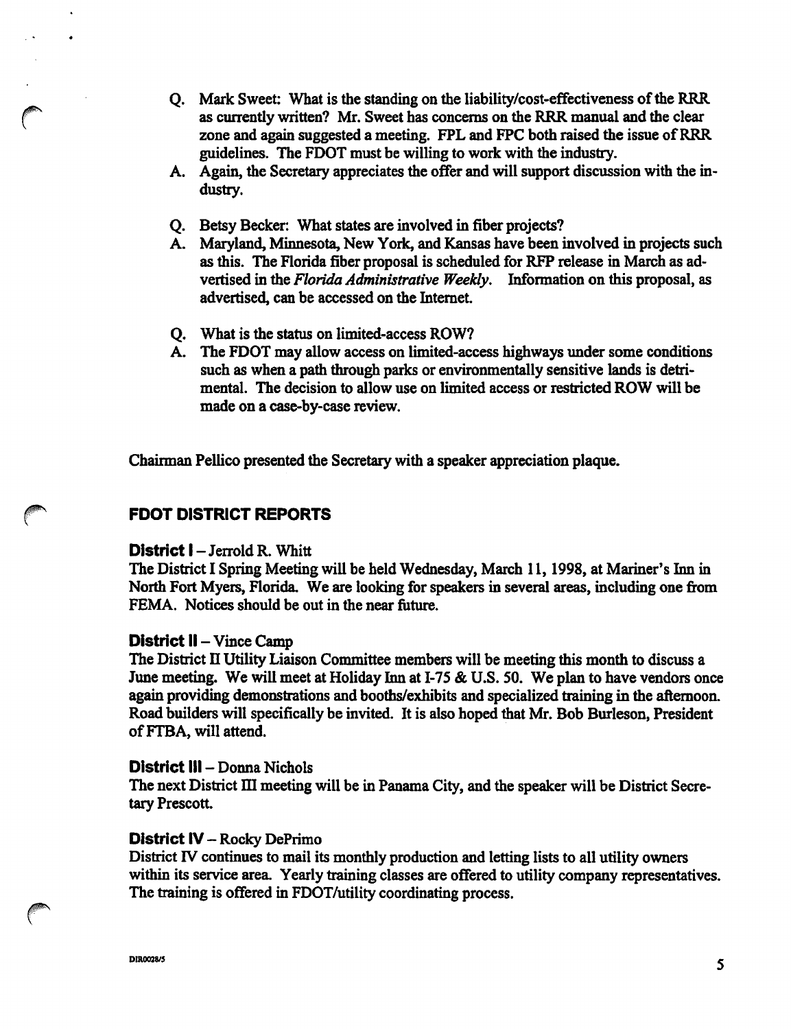Q. Mark Sweet: What is the standing on the liability/cost-effectiveness of the RRR as currently written? Mr. Sweet has concerns on the RRR manual and the clear zone and again suggested a meeting. FPL and FPC both raised the issue of RRR guidelines. The FDOT must be willing to work with the industry.

A. Again, the Secretary appreciates the offer and will support discussion with the industry.

Q. Betsy Becker: What states are involved in fiber projects?

A. Maryland, Minnesota, New York, and Kansas have been involved in projects such as this. The Florida fiber proposal is scheduled for RFP release in March as advertised in the *Florida Administrative Weekly*. Information on this proposal, as advertised, can be accessed on the Internet.

Q. What is the status on limited-access ROW?

A. The FDOT may allow access on limited-access highways under some conditions such as when a path through parks or environmentally sensitive lands is detrimental. The decision to allow use on limited access or restricted ROW will be made on a case-by-case review.

Chairman Pellico presented the Secretary with a speaker appreciation plaque.

## FDOT DISTRICT REPORTS

### District I – Jerrold R. Whitt

The District I Spring Meeting will be held Wednesday, March 11, 1998, at Mariner's Inn in North Fort Myers, Florida. We are looking for speakers in several areas, including one from FEMA. Notices should be out in the near future.

### District II – Vince Camp

The District II Utility Liaison Committee members will be meeting this month to discuss a June meeting. We will meet at Holiday Inn at I-75 & U.S. 50. We plan to have vendors once again providing demonstrations and booths/exhibits and specialized training in the afternoon. Road builders will specifically be invited. It is also hoped that Mr. Bob Burleson, President of FTBA, will attend.

### District III – Donna Nichols

The next District III meeting will be in Panama City, and the speaker will be District Secretary Prescott.

### District IV – Rocky DePrimo

District IV continues to mail its monthly production and letting lists to all utility owners within its service area. Yearly training classes are offered to utility company representatives. The training is offered in FDOT/utility coordinating process.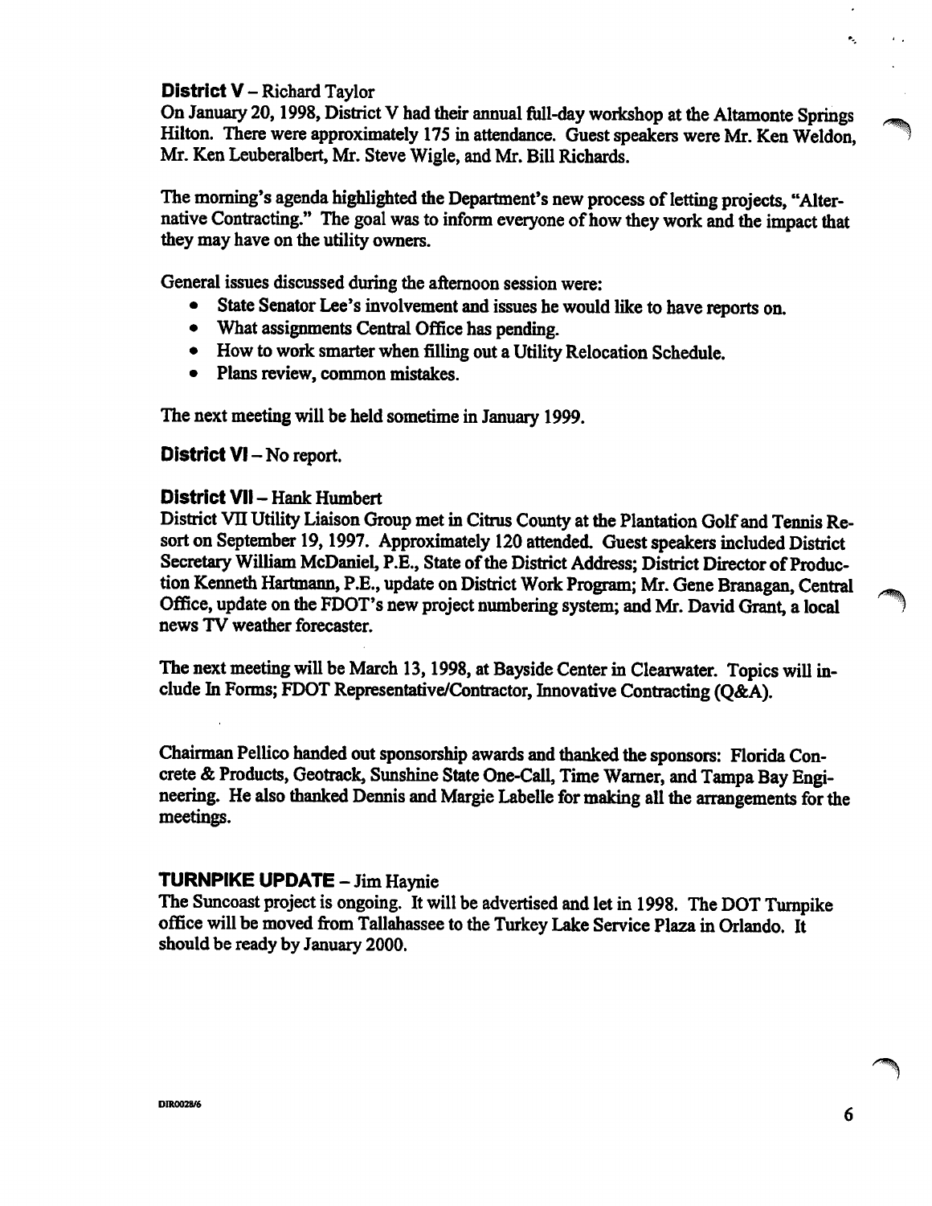**District V** – Richard Taylor

On January 20, 1998, District V had their annual full-day workshop at the Altamonte Springs Hilton. There were approximately 175 in attendance. Guest speakers were Mr. Ken Weldon, Mr. Ken Leuberalbert, Mr. Steve Wigle, and Mr. Bill Richards.

The morning's agenda highlighted the Department's new process of letting projects, "Alternative Contracting." The goal was to inform everyone of how they work and the impact that they may have on the utility owners.

General issues discussed during the afternoon session were:

- State Senator Lee's involvement and issues he would like to have reports on.
- What assignments Central Office has pending.
- How to work smarter when filling out a Utility Relocation Schedule.
- Plans review, common mistakes.

The next meeting will be held sometime in January 1999.

**District VI** – No report.

**District VII** – Hank Humbert

District VII Utility Liaison Group met in Citrus County at the Plantation Golf and Tennis Resort on September 19, 1997. Approximately 120 attended. Guest speakers included District Secretary William McDaniel, P.E., State of the District Address; District Director of Production Kenneth Hartmann, P.E., update on District Work Program; Mr. Gene Branagan, Central Office, update on the FDOT's new project numbering system; and Mr. David Grant, a local news TV weather forecaster.

The next meeting will be March 13, 1998, at Bayside Center in Clearwater. Topics will include In Forms; FDOT Representative/Contractor, Innovative Contracting (Q&A).

Chairman Pellico handed out sponsorship awards and thanked the sponsors: Florida Concrete & Products, Geotrack, Sunshine State One-Call, Time Warner, and Tampa Bay Engineering. He also thanked Dennis and Margie Labelle for making all the arrangements for the meetings.

**TURNPIKE UPDATE** – Jim Haynie

The Suncoast project is ongoing. It will be advertised and let in 1998. The DOT Turnpike office will be moved from Tallahassee to the Turkey Lake Service Plaza in Orlando. It should be ready by January 2000.

DIR0028/6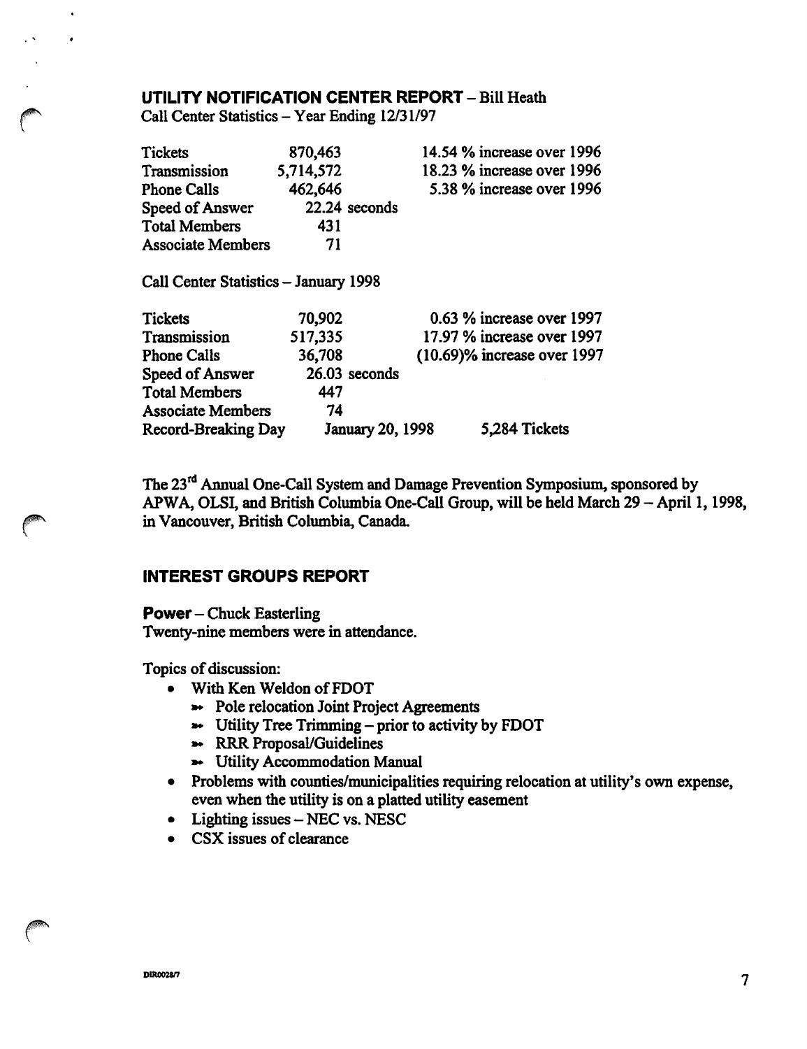## UTILITY NOTIFICATION CENTER REPORT – Bill Heath

Call Center Statistics – Year Ending 12/31/97

| | | |
|---|---|---|
| Tickets | 870,463 | 14.54 % increase over 1996 |
| Transmission | 5,714,572 | 18.23 % increase over 1996 |
| Phone Calls | 462,646 | 5.38 % increase over 1996 |
| Speed of Answer | 22.24 seconds | |
| Total Members | 431 | |
| Associate Members | 71 | |

Call Center Statistics – January 1998

| | | |
|---|---|---|
| Tickets | 70,902 | 0.63 % increase over 1997 |
| Transmission | 517,335 | 17.97 % increase over 1997 |
| Phone Calls | 36,708 | (10.69)% increase over 1997 |
| Speed of Answer | 26.03 seconds | |
| Total Members | 447 | |
| Associate Members | 74 | |
| Record-Breaking Day | January 20, 1998 | 5,284 Tickets |

The 23rd Annual One-Call System and Damage Prevention Symposium, sponsored by APWA, OLSI, and British Columbia One-Call Group, will be held March 29 – April 1, 1998, in Vancouver, British Columbia, Canada.

## INTEREST GROUPS REPORT

**Power** – Chuck Easterling
Twenty-nine members were in attendance.

Topics of discussion:

- With Ken Weldon of FDOT
  - Pole relocation Joint Project Agreements
  - Utility Tree Trimming – prior to activity by FDOT
  - RRR Proposal/Guidelines
  - Utility Accommodation Manual
- Problems with counties/municipalities requiring relocation at utility's own expense, even when the utility is on a platted utility easement
- Lighting issues – NEC vs. NESC
- CSX issues of clearance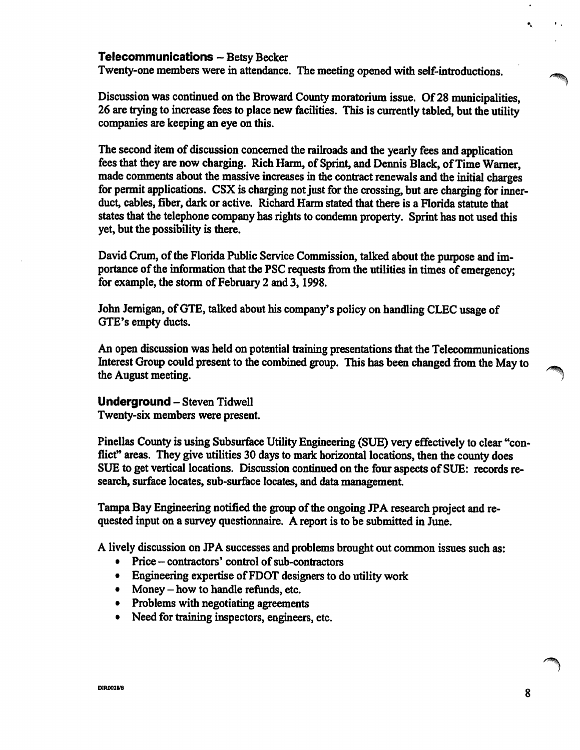**Telecommunications** – Betsy Becker
Twenty-one members were in attendance. The meeting opened with self-introductions.

Discussion was continued on the Broward County moratorium issue. Of 28 municipalities, 26 are trying to increase fees to place new facilities. This is currently tabled, but the utility companies are keeping an eye on this.

The second item of discussion concerned the railroads and the yearly fees and application fees that they are now charging. Rich Harm, of Sprint, and Dennis Black, of Time Warner, made comments about the massive increases in the contract renewals and the initial charges for permit applications. CSX is charging not just for the crossing, but are charging for inner-duct, cables, fiber, dark or active. Richard Harm stated that there is a Florida statute that states that the telephone company has rights to condemn property. Sprint has not used this yet, but the possibility is there.

David Crum, of the Florida Public Service Commission, talked about the purpose and importance of the information that the PSC requests from the utilities in times of emergency; for example, the storm of February 2 and 3, 1998.

John Jernigan, of GTE, talked about his company's policy on handling CLEC usage of GTE's empty ducts.

An open discussion was held on potential training presentations that the Telecommunications Interest Group could present to the combined group. This has been changed from the May to the August meeting.

**Underground** – Steven Tidwell
Twenty-six members were present.

Pinellas County is using Subsurface Utility Engineering (SUE) very effectively to clear "conflict" areas. They give utilities 30 days to mark horizontal locations, then the county does SUE to get vertical locations. Discussion continued on the four aspects of SUE: records research, surface locates, sub-surface locates, and data management.

Tampa Bay Engineering notified the group of the ongoing JPA research project and requested input on a survey questionnaire. A report is to be submitted in June.

A lively discussion on JPA successes and problems brought out common issues such as:

- Price – contractors' control of sub-contractors
- Engineering expertise of FDOT designers to do utility work
- Money – how to handle refunds, etc.
- Problems with negotiating agreements
- Need for training inspectors, engineers, etc.

DIR0028/8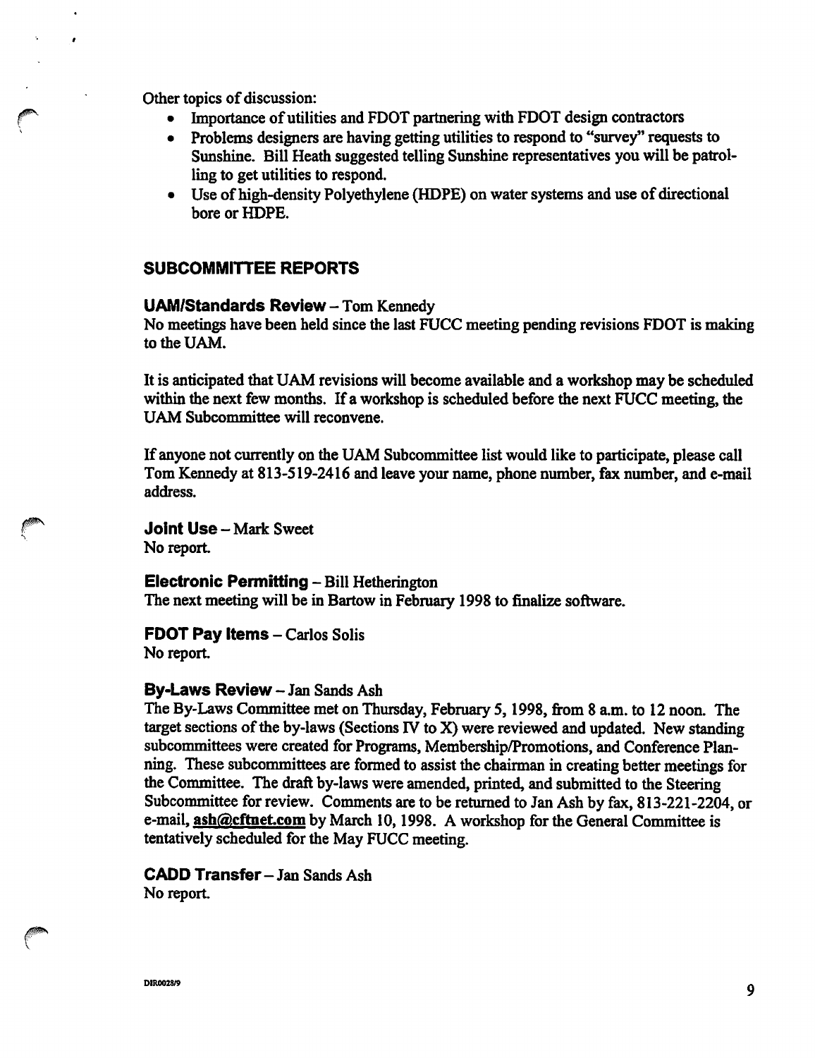Other topics of discussion:

- Importance of utilities and FDOT partnering with FDOT design contractors
- Problems designers are having getting utilities to respond to "survey" requests to Sunshine. Bill Heath suggested telling Sunshine representatives you will be patrolling to get utilities to respond.
- Use of high-density Polyethylene (HDPE) on water systems and use of directional bore or HDPE.

## SUBCOMMITTEE REPORTS

**UAM/Standards Review** – Tom Kennedy
No meetings have been held since the last FUCC meeting pending revisions FDOT is making to the UAM.

It is anticipated that UAM revisions will become available and a workshop may be scheduled within the next few months. If a workshop is scheduled before the next FUCC meeting, the UAM Subcommittee will reconvene.

If anyone not currently on the UAM Subcommittee list would like to participate, please call Tom Kennedy at 813-519-2416 and leave your name, phone number, fax number, and e-mail address.

**Joint Use** – Mark Sweet
No report.

**Electronic Permitting** – Bill Hetherington
The next meeting will be in Bartow in February 1998 to finalize software.

**FDOT Pay Items** – Carlos Solis
No report.

**By-Laws Review** – Jan Sands Ash
The By-Laws Committee met on Thursday, February 5, 1998, from 8 a.m. to 12 noon. The target sections of the by-laws (Sections IV to X) were reviewed and updated. New standing subcommittees were created for Programs, Membership/Promotions, and Conference Planning. These subcommittees are formed to assist the chairman in creating better meetings for the Committee. The draft by-laws were amended, printed, and submitted to the Steering Subcommittee for review. Comments are to be returned to Jan Ash by fax, 813-221-2204, or e-mail, ash@cftnet.com by March 10, 1998. A workshop for the General Committee is tentatively scheduled for the May FUCC meeting.

**CADD Transfer** – Jan Sands Ash
No report.

DIR0028/9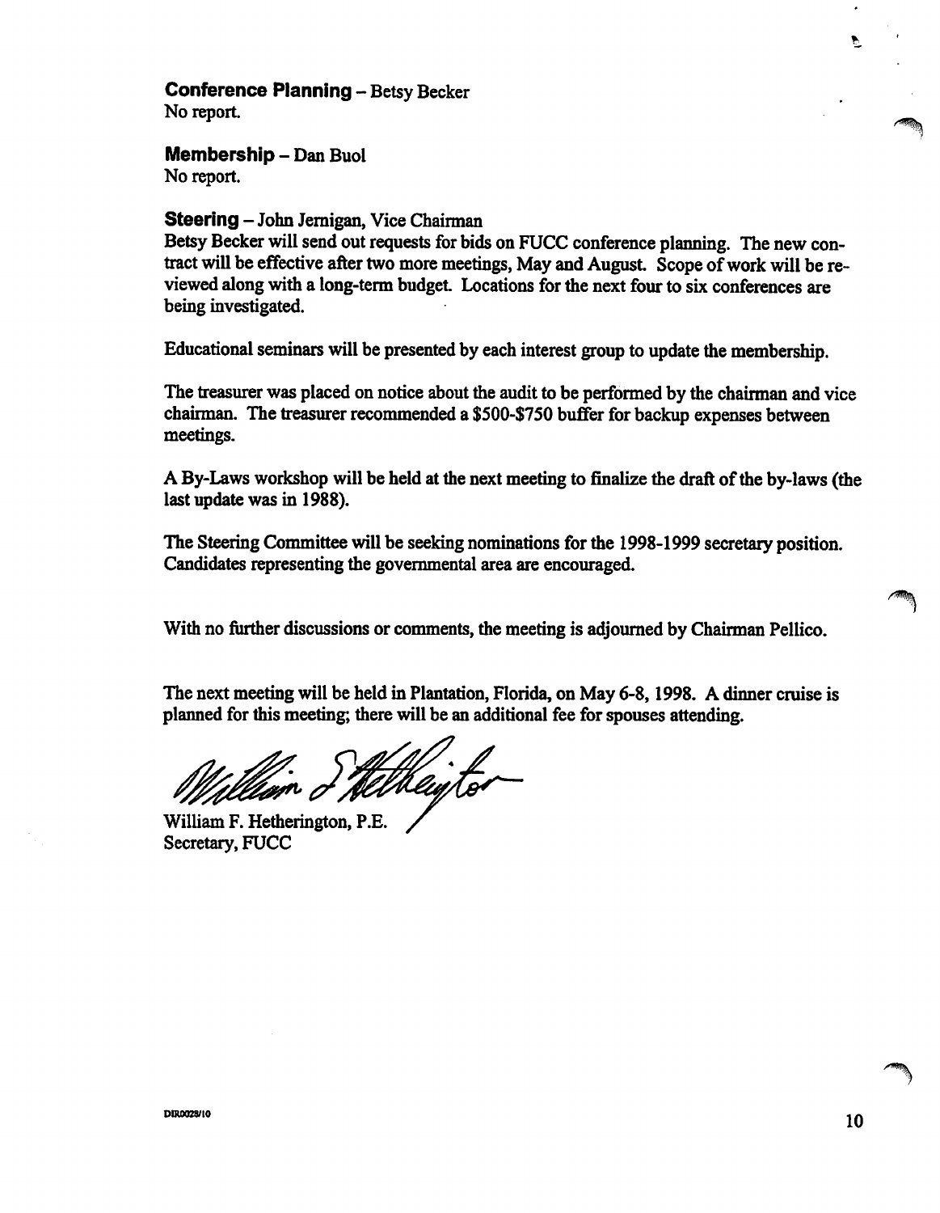**Conference Planning** – Betsy Becker
No report.

**Membership** – Dan Buol
No report.

**Steering** – John Jernigan, Vice Chairman
Betsy Becker will send out requests for bids on FUCC conference planning. The new contract will be effective after two more meetings, May and August. Scope of work will be reviewed along with a long-term budget. Locations for the next four to six conferences are being investigated.

Educational seminars will be presented by each interest group to update the membership.

The treasurer was placed on notice about the audit to be performed by the chairman and vice chairman. The treasurer recommended a $500-$750 buffer for backup expenses between meetings.

A By-Laws workshop will be held at the next meeting to finalize the draft of the by-laws (the last update was in 1988).

The Steering Committee will be seeking nominations for the 1998-1999 secretary position. Candidates representing the governmental area are encouraged.

With no further discussions or comments, the meeting is adjourned by Chairman Pellico.

The next meeting will be held in Plantation, Florida, on May 6-8, 1998. A dinner cruise is planned for this meeting; there will be an additional fee for spouses attending.

William F. Hetherington, P.E.
Secretary, FUCC

DIR0028/10